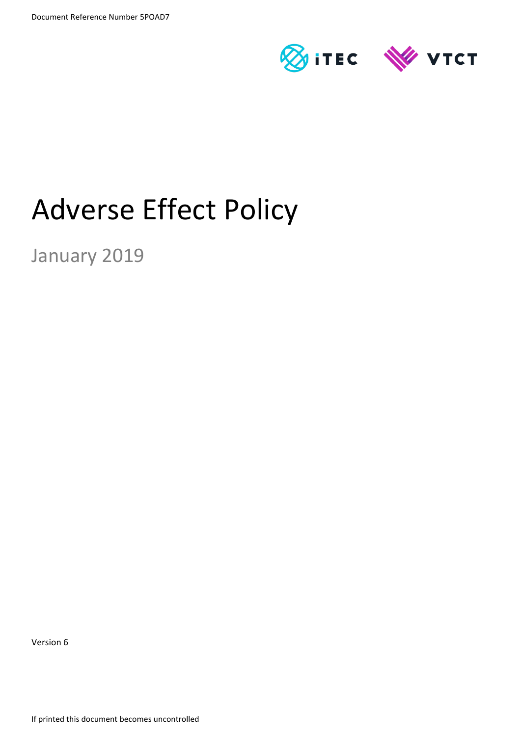Document Reference Number 5POAD7

# Adverse Effect Policy

January 2019

Version 6

If printed this document becomes uncontrolled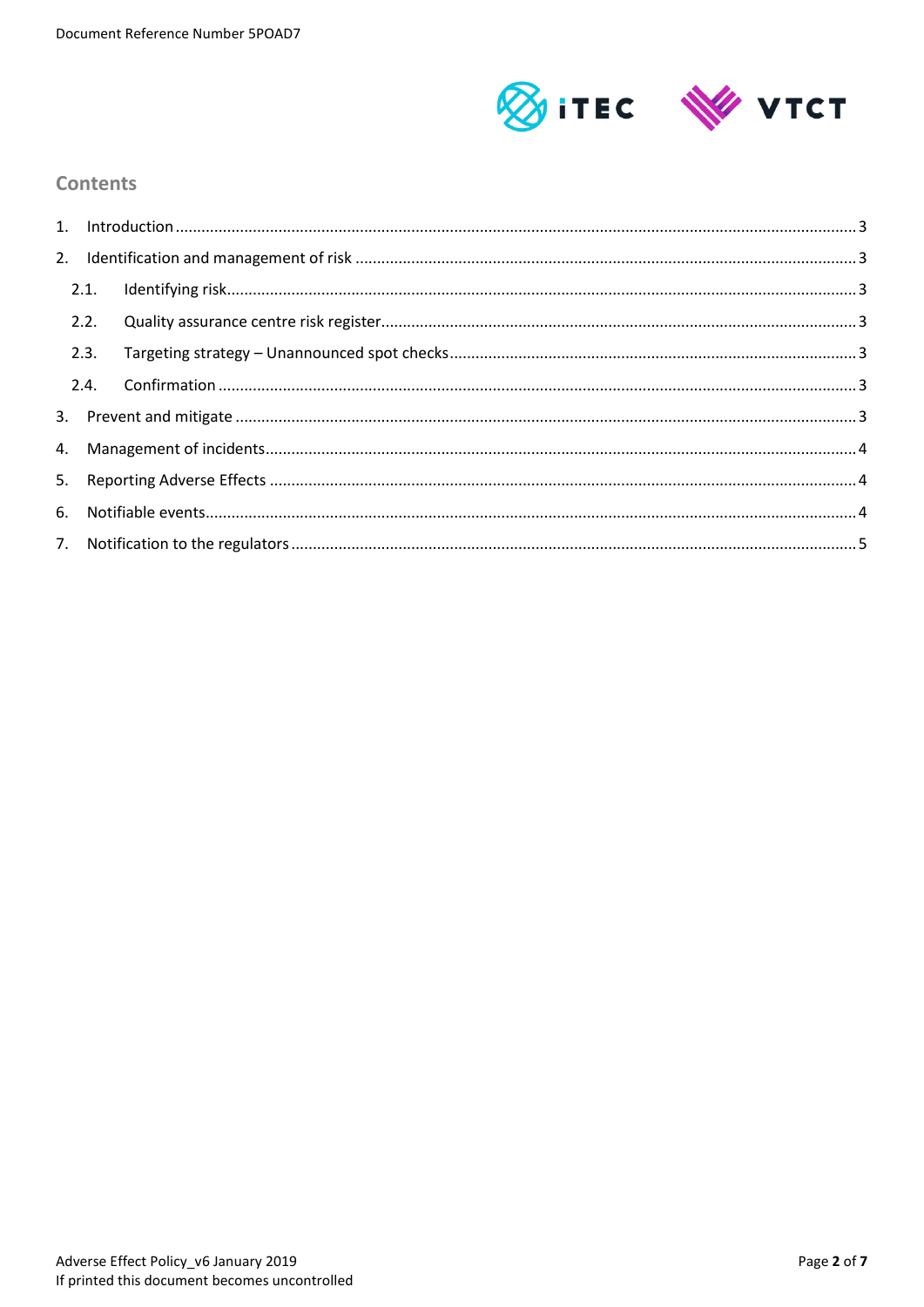## Contents

1. Introduction ........ 3
2. Identification and management of risk ........ 3
   - 2.1. Identifying risk ........ 3
   - 2.2. Quality assurance centre risk register ........ 3
   - 2.3. Targeting strategy – Unannounced spot checks ........ 3
   - 2.4. Confirmation ........ 3
3. Prevent and mitigate ........ 3
4. Management of incidents ........ 4
5. Reporting Adverse Effects ........ 4
6. Notifiable events ........ 4
7. Notification to the regulators ........ 5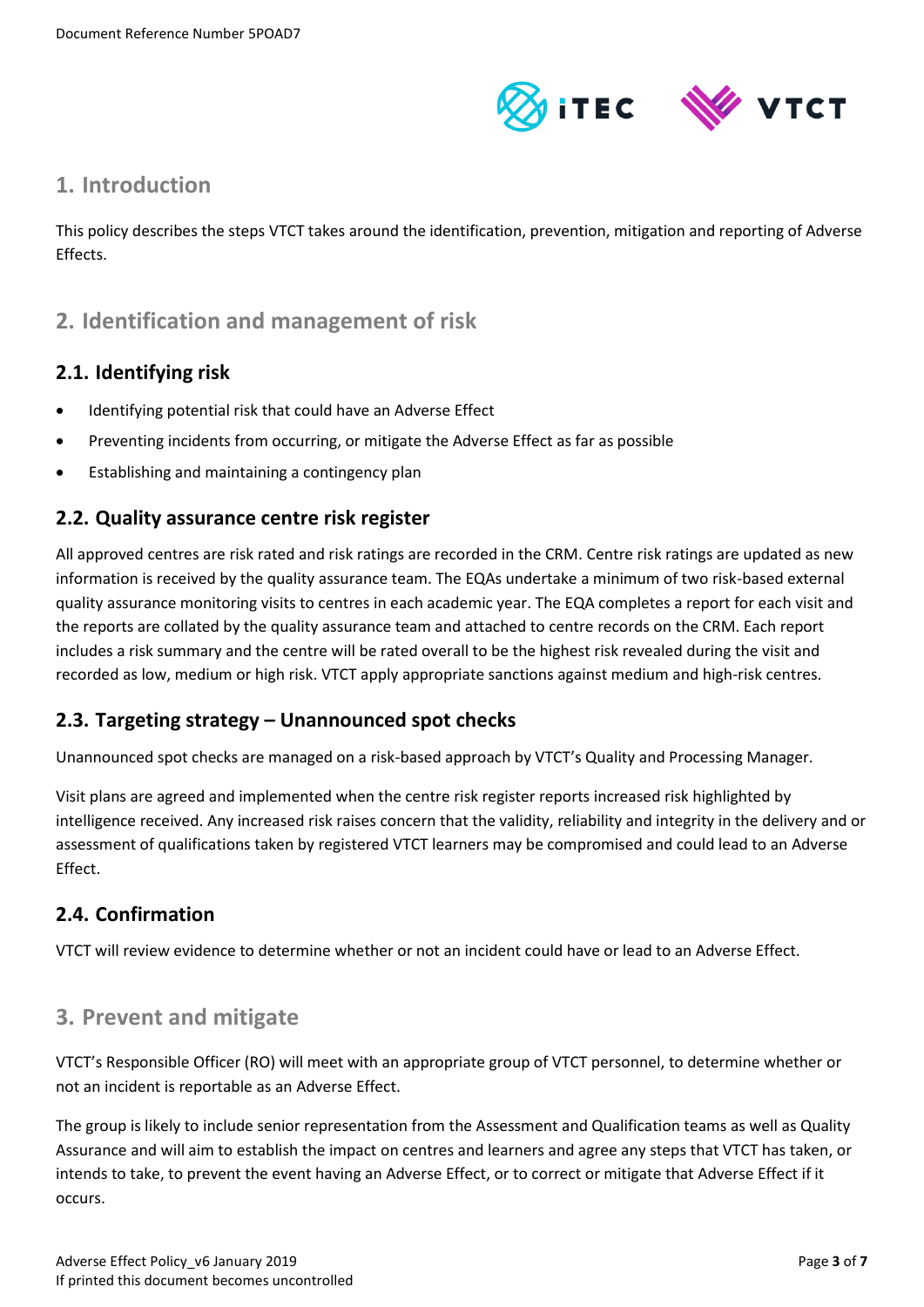## 1. Introduction

This policy describes the steps VTCT takes around the identification, prevention, mitigation and reporting of Adverse Effects.

## 2. Identification and management of risk

### 2.1. Identifying risk

- Identifying potential risk that could have an Adverse Effect
- Preventing incidents from occurring, or mitigate the Adverse Effect as far as possible
- Establishing and maintaining a contingency plan

### 2.2. Quality assurance centre risk register

All approved centres are risk rated and risk ratings are recorded in the CRM. Centre risk ratings are updated as new information is received by the quality assurance team. The EQAs undertake a minimum of two risk-based external quality assurance monitoring visits to centres in each academic year. The EQA completes a report for each visit and the reports are collated by the quality assurance team and attached to centre records on the CRM. Each report includes a risk summary and the centre will be rated overall to be the highest risk revealed during the visit and recorded as low, medium or high risk. VTCT apply appropriate sanctions against medium and high-risk centres.

### 2.3. Targeting strategy – Unannounced spot checks

Unannounced spot checks are managed on a risk-based approach by VTCT's Quality and Processing Manager.

Visit plans are agreed and implemented when the centre risk register reports increased risk highlighted by intelligence received. Any increased risk raises concern that the validity, reliability and integrity in the delivery and or assessment of qualifications taken by registered VTCT learners may be compromised and could lead to an Adverse Effect.

### 2.4. Confirmation

VTCT will review evidence to determine whether or not an incident could have or lead to an Adverse Effect.

## 3. Prevent and mitigate

VTCT's Responsible Officer (RO) will meet with an appropriate group of VTCT personnel, to determine whether or not an incident is reportable as an Adverse Effect.

The group is likely to include senior representation from the Assessment and Qualification teams as well as Quality Assurance and will aim to establish the impact on centres and learners and agree any steps that VTCT has taken, or intends to take, to prevent the event having an Adverse Effect, or to correct or mitigate that Adverse Effect if it occurs.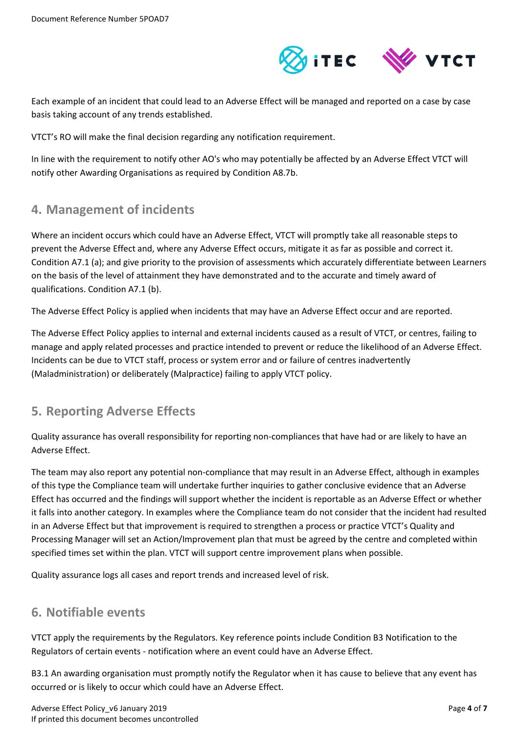Each example of an incident that could lead to an Adverse Effect will be managed and reported on a case by case basis taking account of any trends established.

VTCT's RO will make the final decision regarding any notification requirement.

In line with the requirement to notify other AO's who may potentially be affected by an Adverse Effect VTCT will notify other Awarding Organisations as required by Condition A8.7b.

## 4. Management of incidents

Where an incident occurs which could have an Adverse Effect, VTCT will promptly take all reasonable steps to prevent the Adverse Effect and, where any Adverse Effect occurs, mitigate it as far as possible and correct it. Condition A7.1 (a); and give priority to the provision of assessments which accurately differentiate between Learners on the basis of the level of attainment they have demonstrated and to the accurate and timely award of qualifications. Condition A7.1 (b).

The Adverse Effect Policy is applied when incidents that may have an Adverse Effect occur and are reported.

The Adverse Effect Policy applies to internal and external incidents caused as a result of VTCT, or centres, failing to manage and apply related processes and practice intended to prevent or reduce the likelihood of an Adverse Effect. Incidents can be due to VTCT staff, process or system error and or failure of centres inadvertently (Maladministration) or deliberately (Malpractice) failing to apply VTCT policy.

## 5. Reporting Adverse Effects

Quality assurance has overall responsibility for reporting non-compliances that have had or are likely to have an Adverse Effect.

The team may also report any potential non-compliance that may result in an Adverse Effect, although in examples of this type the Compliance team will undertake further inquiries to gather conclusive evidence that an Adverse Effect has occurred and the findings will support whether the incident is reportable as an Adverse Effect or whether it falls into another category. In examples where the Compliance team do not consider that the incident had resulted in an Adverse Effect but that improvement is required to strengthen a process or practice VTCT's Quality and Processing Manager will set an Action/Improvement plan that must be agreed by the centre and completed within specified times set within the plan. VTCT will support centre improvement plans when possible.

Quality assurance logs all cases and report trends and increased level of risk.

## 6. Notifiable events

VTCT apply the requirements by the Regulators. Key reference points include Condition B3 Notification to the Regulators of certain events - notification where an event could have an Adverse Effect.

B3.1 An awarding organisation must promptly notify the Regulator when it has cause to believe that any event has occurred or is likely to occur which could have an Adverse Effect.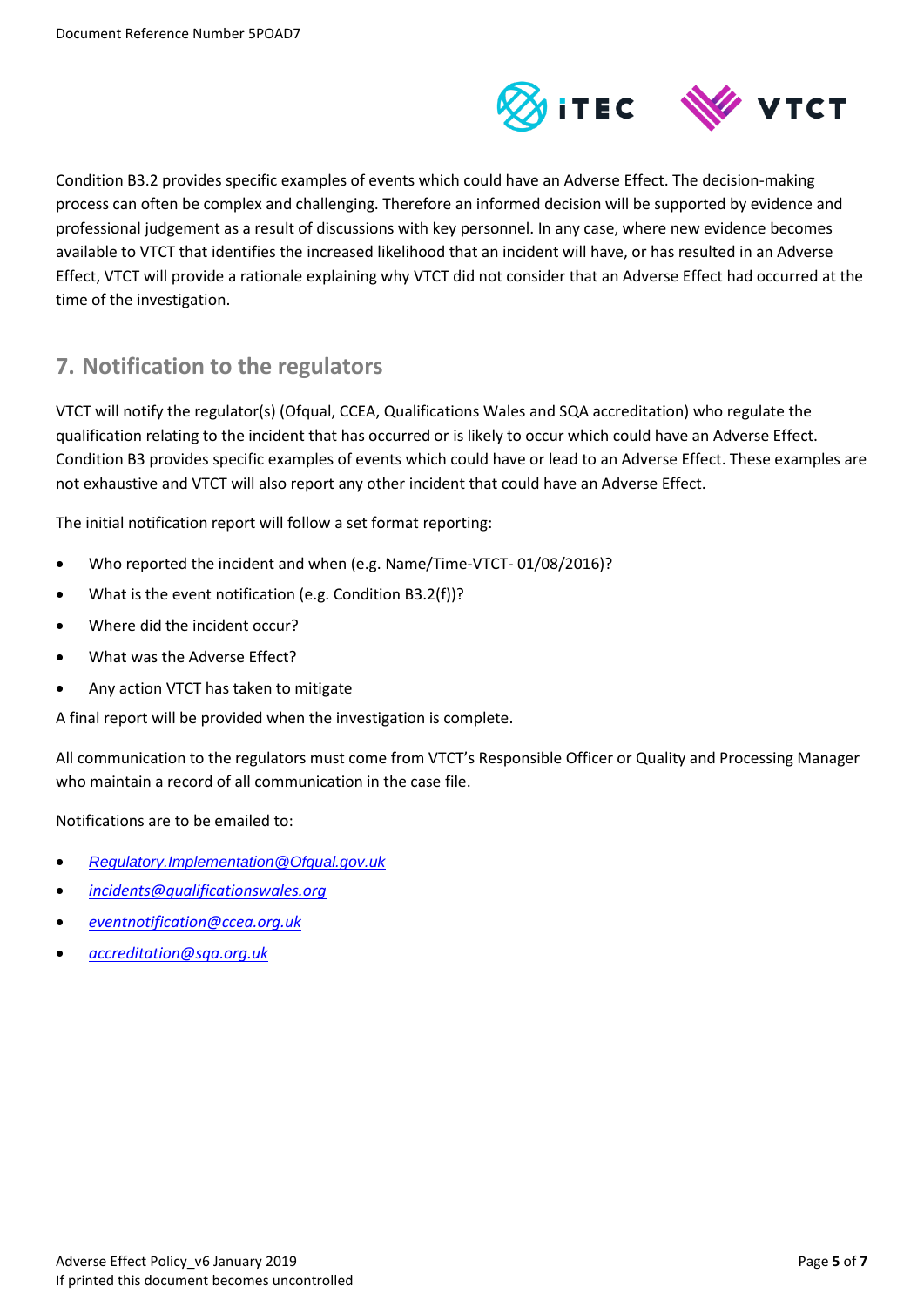Condition B3.2 provides specific examples of events which could have an Adverse Effect. The decision-making process can often be complex and challenging. Therefore an informed decision will be supported by evidence and professional judgement as a result of discussions with key personnel. In any case, where new evidence becomes available to VTCT that identifies the increased likelihood that an incident will have, or has resulted in an Adverse Effect, VTCT will provide a rationale explaining why VTCT did not consider that an Adverse Effect had occurred at the time of the investigation.

## 7. Notification to the regulators

VTCT will notify the regulator(s) (Ofqual, CCEA, Qualifications Wales and SQA accreditation) who regulate the qualification relating to the incident that has occurred or is likely to occur which could have an Adverse Effect. Condition B3 provides specific examples of events which could have or lead to an Adverse Effect. These examples are not exhaustive and VTCT will also report any other incident that could have an Adverse Effect.

The initial notification report will follow a set format reporting:

- Who reported the incident and when (e.g. Name/Time-VTCT- 01/08/2016)?
- What is the event notification (e.g. Condition B3.2(f))?
- Where did the incident occur?
- What was the Adverse Effect?
- Any action VTCT has taken to mitigate

A final report will be provided when the investigation is complete.

All communication to the regulators must come from VTCT's Responsible Officer or Quality and Processing Manager who maintain a record of all communication in the case file.

Notifications are to be emailed to:

- *Regulatory.Implementation@Ofqual.gov.uk*
- *incidents@qualificationswales.org*
- *eventnotification@ccea.org.uk*
- *accreditation@sqa.org.uk*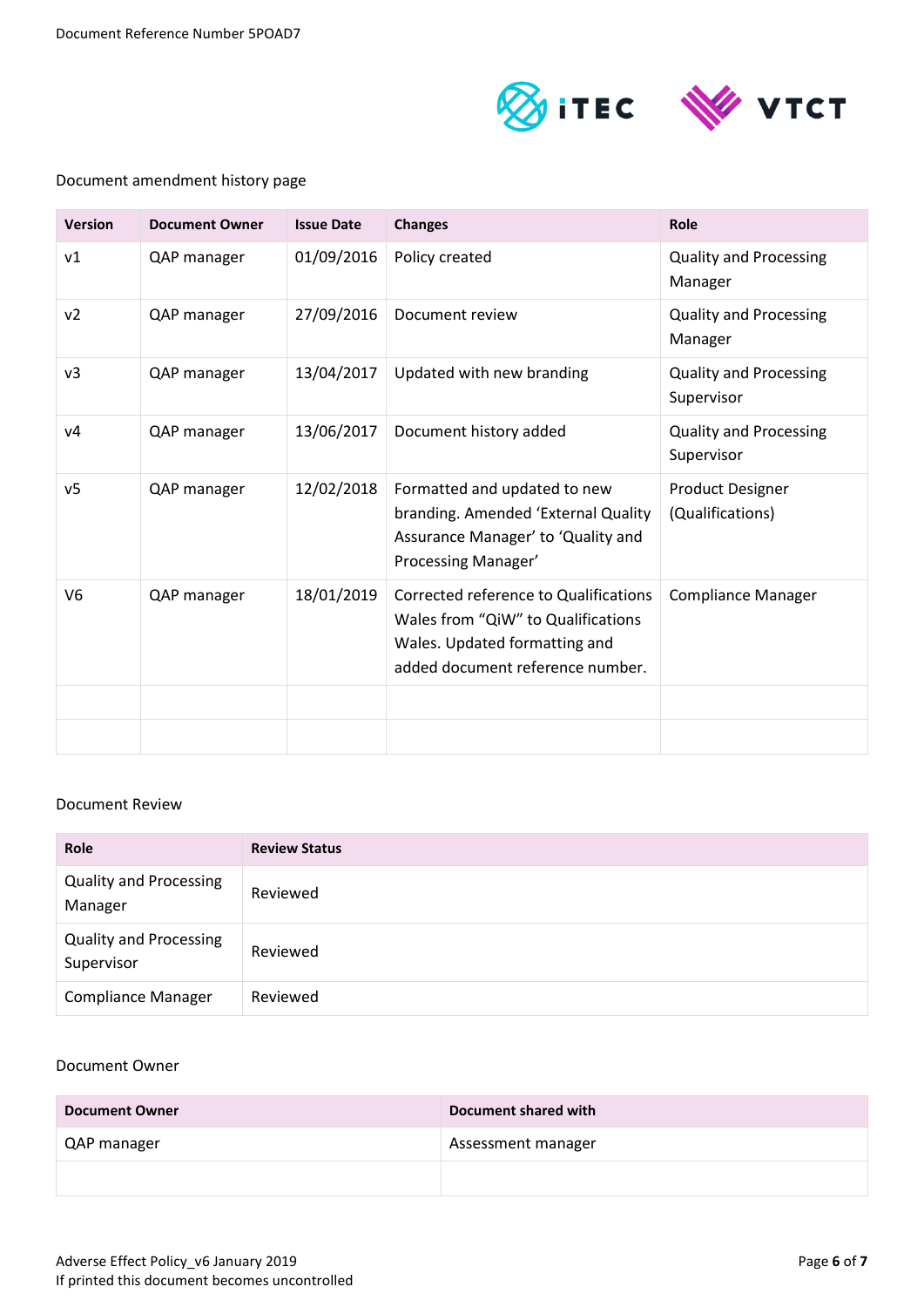Document amendment history page

| Version | Document Owner | Issue Date | Changes | Role |
|---|---|---|---|---|
| v1 | QAP manager | 01/09/2016 | Policy created | Quality and Processing Manager |
| v2 | QAP manager | 27/09/2016 | Document review | Quality and Processing Manager |
| v3 | QAP manager | 13/04/2017 | Updated with new branding | Quality and Processing Supervisor |
| v4 | QAP manager | 13/06/2017 | Document history added | Quality and Processing Supervisor |
| v5 | QAP manager | 12/02/2018 | Formatted and updated to new branding. Amended 'External Quality Assurance Manager' to 'Quality and Processing Manager' | Product Designer (Qualifications) |
| V6 | QAP manager | 18/01/2019 | Corrected reference to Qualifications Wales from "QiW" to Qualifications Wales. Updated formatting and added document reference number. | Compliance Manager |
| | | | | |
| | | | | |

Document Review

| Role | Review Status |
|---|---|
| Quality and Processing Manager | Reviewed |
| Quality and Processing Supervisor | Reviewed |
| Compliance Manager | Reviewed |

Document Owner

| Document Owner | Document shared with |
|---|---|
| QAP manager | Assessment manager |
| | |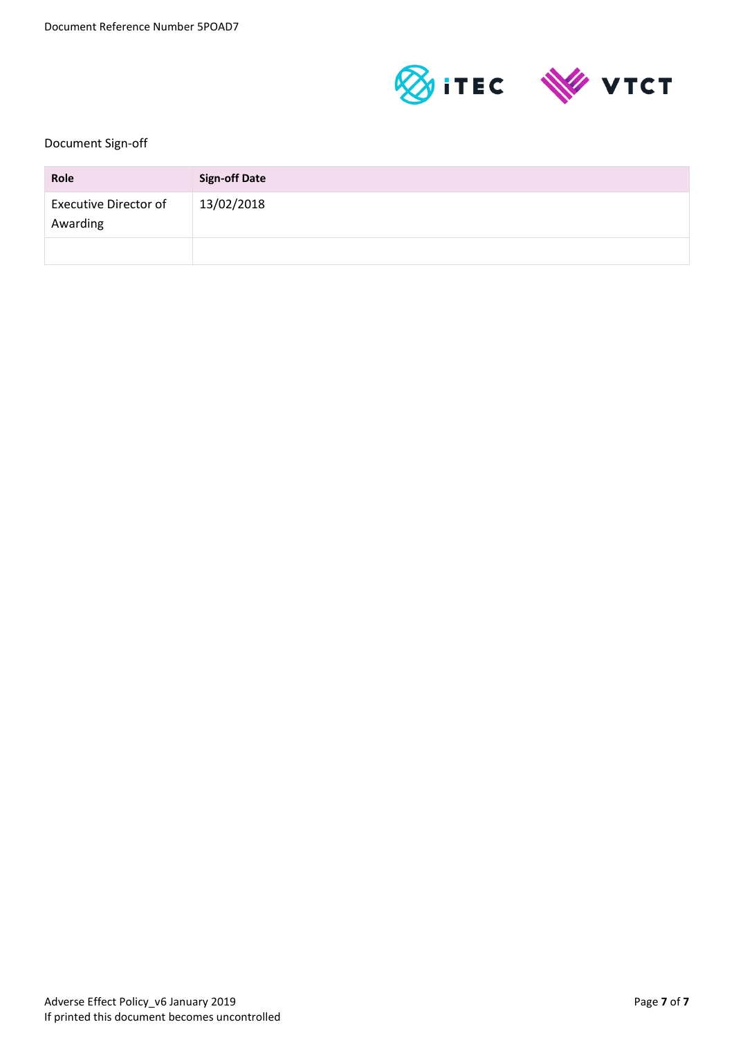Document Sign-off

| Role | Sign-off Date |
|---|---|
| Executive Director of Awarding | 13/02/2018 |
| | |